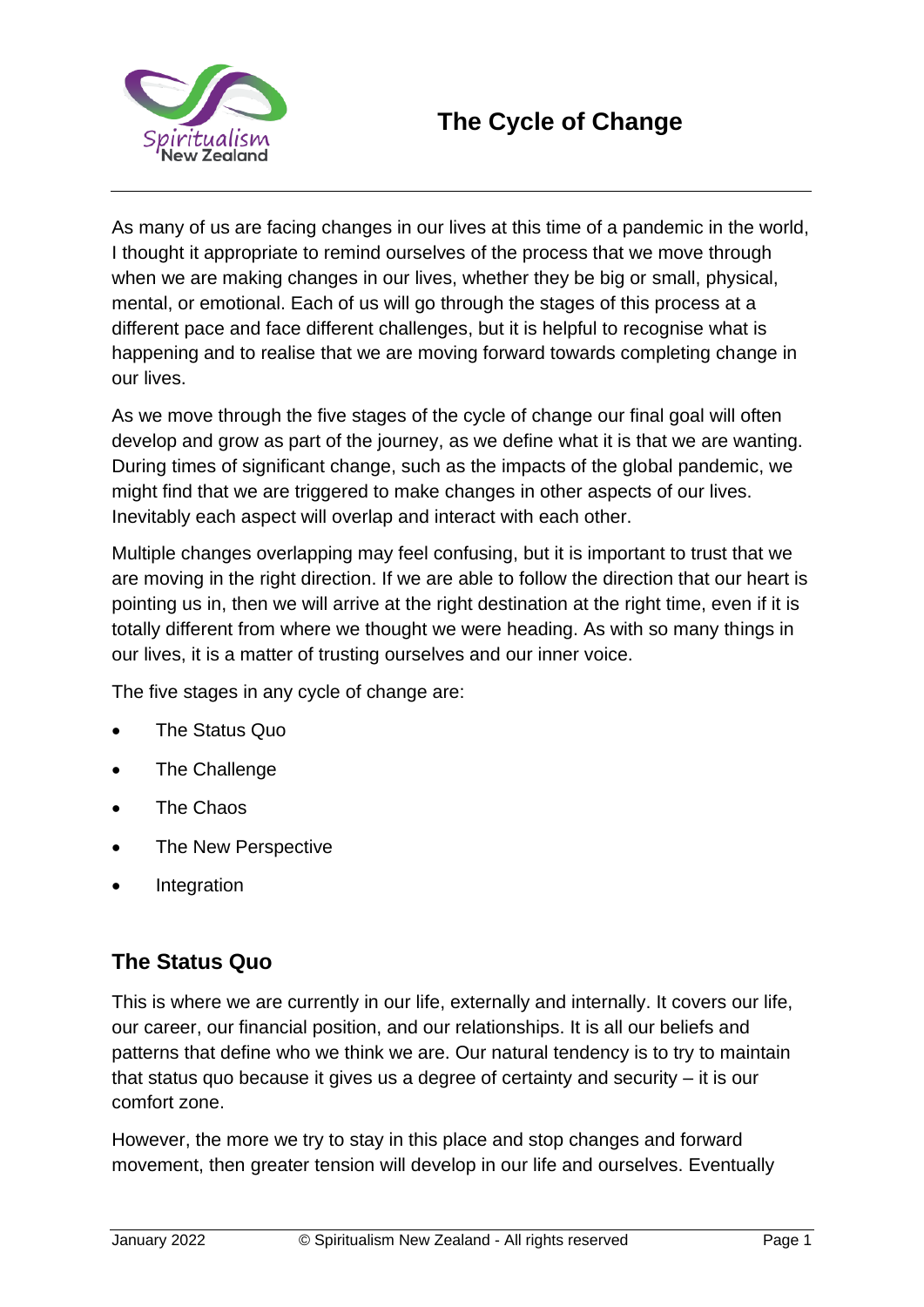# The Cycle of Change

As many of us are facing changes in our lives at this time of a pandemic in the world, I thought it appropriate to remind ourselves of the process that we move through when we are making changes in our lives, whether they be big or small, physical, mental, or emotional. Each of us will go through the stages of this process at a different pace and face different challenges, but it is helpful to recognise what is happening and to realise that we are moving forward towards completing change in our lives.

As we move through the five stages of the cycle of change our final goal will often develop and grow as part of the journey, as we define what it is that we are wanting. During times of significant change, such as the impacts of the global pandemic, we might find that we are triggered to make changes in other aspects of our lives. Inevitably each aspect will overlap and interact with each other.

Multiple changes overlapping may feel confusing, but it is important to trust that we are moving in the right direction. If we are able to follow the direction that our heart is pointing us in, then we will arrive at the right destination at the right time, even if it is totally different from where we thought we were heading. As with so many things in our lives, it is a matter of trusting ourselves and our inner voice.

The five stages in any cycle of change are:

- The Status Quo
- The Challenge
- The Chaos
- The New Perspective
- Integration

## The Status Quo

This is where we are currently in our life, externally and internally. It covers our life, our career, our financial position, and our relationships. It is all our beliefs and patterns that define who we think we are. Our natural tendency is to try to maintain that status quo because it gives us a degree of certainty and security – it is our comfort zone.

However, the more we try to stay in this place and stop changes and forward movement, then greater tension will develop in our life and ourselves. Eventually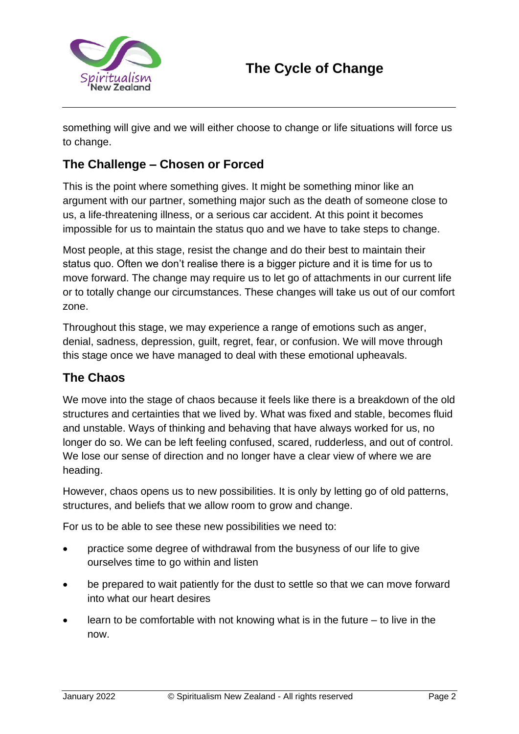something will give and we will either choose to change or life situations will force us to change.

## The Challenge – Chosen or Forced

This is the point where something gives. It might be something minor like an argument with our partner, something major such as the death of someone close to us, a life-threatening illness, or a serious car accident. At this point it becomes impossible for us to maintain the status quo and we have to take steps to change.

Most people, at this stage, resist the change and do their best to maintain their status quo. Often we don't realise there is a bigger picture and it is time for us to move forward. The change may require us to let go of attachments in our current life or to totally change our circumstances. These changes will take us out of our comfort zone.

Throughout this stage, we may experience a range of emotions such as anger, denial, sadness, depression, guilt, regret, fear, or confusion. We will move through this stage once we have managed to deal with these emotional upheavals.

## The Chaos

We move into the stage of chaos because it feels like there is a breakdown of the old structures and certainties that we lived by. What was fixed and stable, becomes fluid and unstable. Ways of thinking and behaving that have always worked for us, no longer do so. We can be left feeling confused, scared, rudderless, and out of control. We lose our sense of direction and no longer have a clear view of where we are heading.

However, chaos opens us to new possibilities. It is only by letting go of old patterns, structures, and beliefs that we allow room to grow and change.

For us to be able to see these new possibilities we need to:

- practice some degree of withdrawal from the busyness of our life to give ourselves time to go within and listen
- be prepared to wait patiently for the dust to settle so that we can move forward into what our heart desires
- learn to be comfortable with not knowing what is in the future – to live in the now.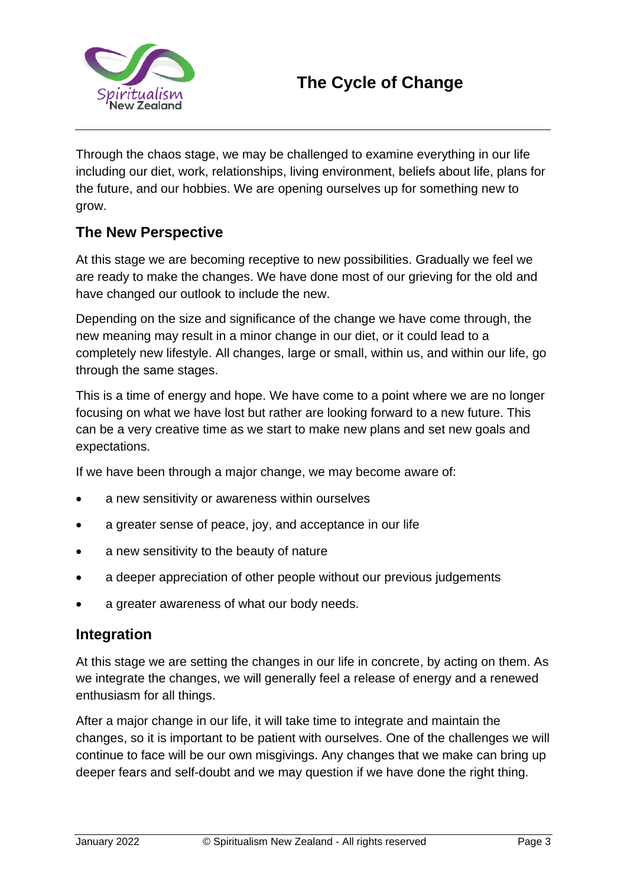Through the chaos stage, we may be challenged to examine everything in our life including our diet, work, relationships, living environment, beliefs about life, plans for the future, and our hobbies. We are opening ourselves up for something new to grow.

## The New Perspective

At this stage we are becoming receptive to new possibilities. Gradually we feel we are ready to make the changes. We have done most of our grieving for the old and have changed our outlook to include the new.

Depending on the size and significance of the change we have come through, the new meaning may result in a minor change in our diet, or it could lead to a completely new lifestyle. All changes, large or small, within us, and within our life, go through the same stages.

This is a time of energy and hope. We have come to a point where we are no longer focusing on what we have lost but rather are looking forward to a new future. This can be a very creative time as we start to make new plans and set new goals and expectations.

If we have been through a major change, we may become aware of:

- a new sensitivity or awareness within ourselves
- a greater sense of peace, joy, and acceptance in our life
- a new sensitivity to the beauty of nature
- a deeper appreciation of other people without our previous judgements
- a greater awareness of what our body needs.

## Integration

At this stage we are setting the changes in our life in concrete, by acting on them. As we integrate the changes, we will generally feel a release of energy and a renewed enthusiasm for all things.

After a major change in our life, it will take time to integrate and maintain the changes, so it is important to be patient with ourselves. One of the challenges we will continue to face will be our own misgivings. Any changes that we make can bring up deeper fears and self-doubt and we may question if we have done the right thing.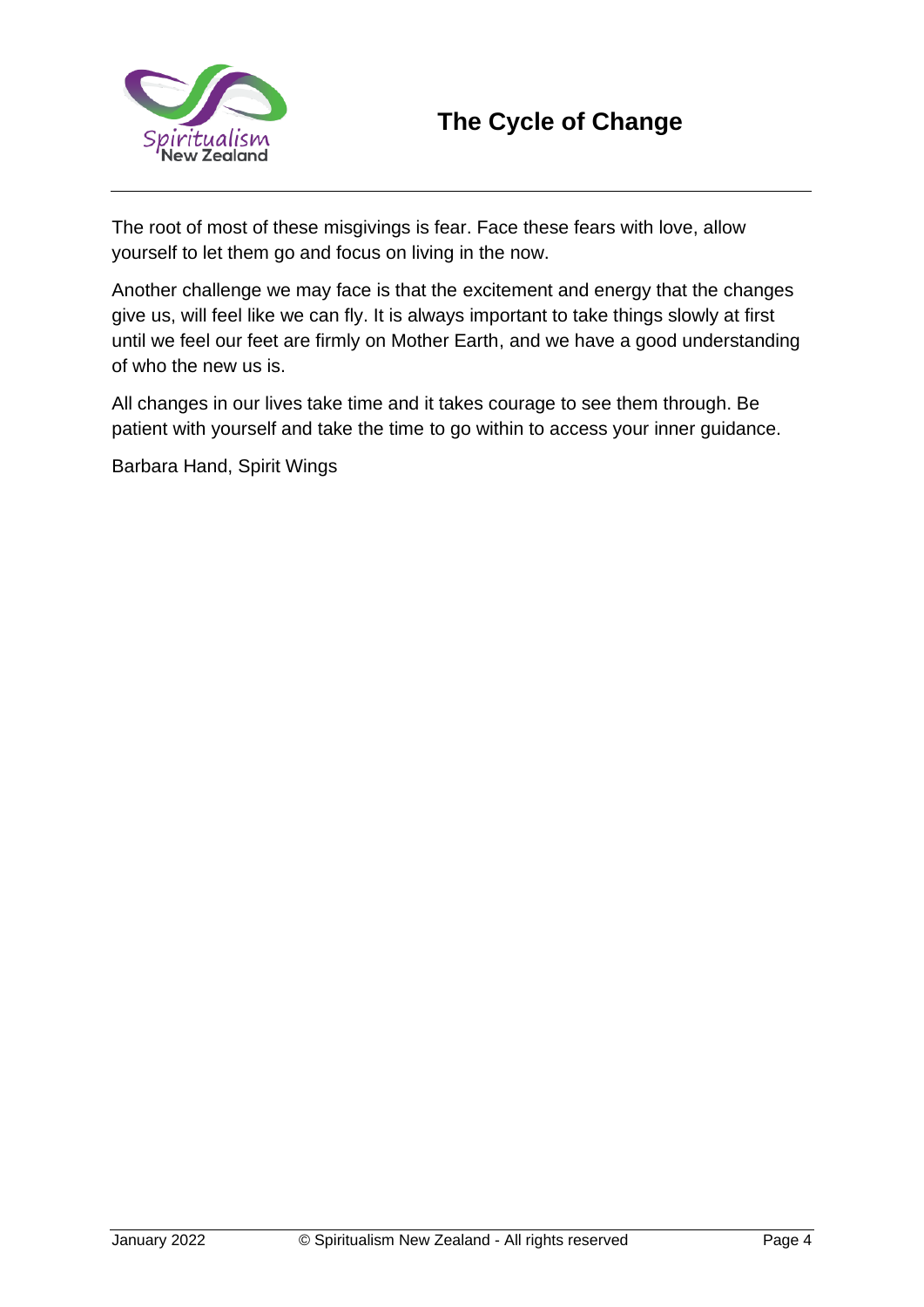The root of most of these misgivings is fear. Face these fears with love, allow yourself to let them go and focus on living in the now.

Another challenge we may face is that the excitement and energy that the changes give us, will feel like we can fly. It is always important to take things slowly at first until we feel our feet are firmly on Mother Earth, and we have a good understanding of who the new us is.

All changes in our lives take time and it takes courage to see them through. Be patient with yourself and take the time to go within to access your inner guidance.

Barbara Hand, Spirit Wings